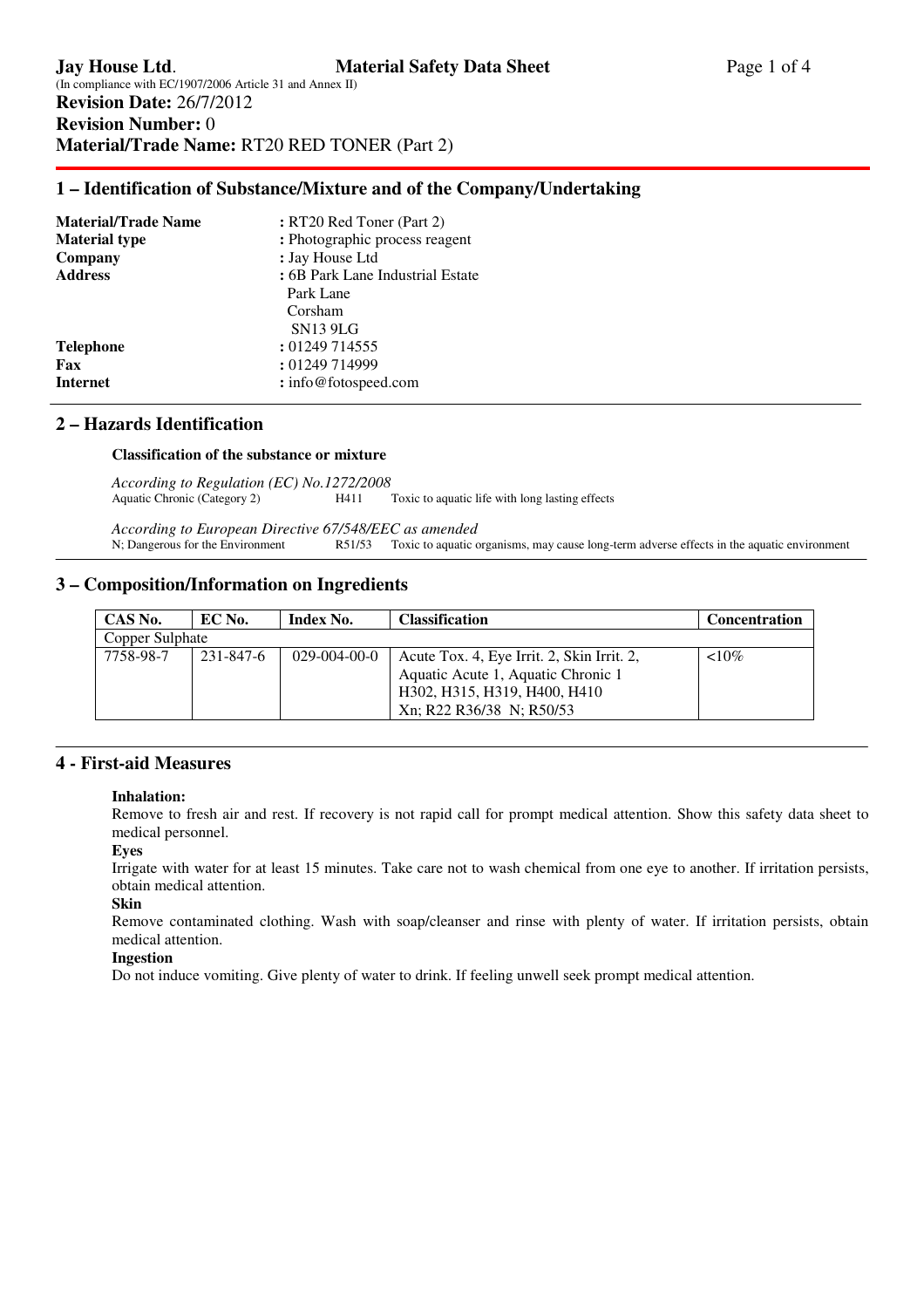**Jay House Ltd**. **Material Safety Data Sheet**

(In compliance with EC/1907/2006 Article 31 and Annex II)

**Revision Date:** 26/7/2012

**Revision Number:** 0

**Material/Trade Name:** RT20 RED TONER (Part 2)

## 1 – Identification of Substance/Mixture and of the Company/Undertaking

| | |
|---|---|
| **Material/Trade Name** | : RT20 Red Toner (Part 2) |
| **Material type** | : Photographic process reagent |
| **Company** | : Jay House Ltd |
| **Address** | : 6B Park Lane Industrial Estate<br>Park Lane<br>Corsham<br>SN13 9LG |
| **Telephone** | : 01249 714555 |
| **Fax** | : 01249 714999 |
| **Internet** | : info@fotospeed.com |

## 2 – Hazards Identification

**Classification of the substance or mixture**

*According to Regulation (EC) No.1272/2008*

Aquatic Chronic (Category 2) H411 Toxic to aquatic life with long lasting effects

*According to European Directive 67/548/EEC as amended*

N; Dangerous for the Environment R51/53 Toxic to aquatic organisms, may cause long-term adverse effects in the aquatic environment

## 3 – Composition/Information on Ingredients

| CAS No. | EC No. | Index No. | Classification | Concentration |
|---|---|---|---|---|
| Copper Sulphate | | | | |
| 7758-98-7 | 231-847-6 | 029-004-00-0 | Acute Tox. 4, Eye Irrit. 2, Skin Irrit. 2, Aquatic Acute 1, Aquatic Chronic 1<br>H302, H315, H319, H400, H410<br>Xn; R22 R36/38 N; R50/53 | <10% |

## 4 - First-aid Measures

**Inhalation:**

Remove to fresh air and rest. If recovery is not rapid call for prompt medical attention. Show this safety data sheet to medical personnel.

**Eyes**

Irrigate with water for at least 15 minutes. Take care not to wash chemical from one eye to another. If irritation persists, obtain medical attention.

**Skin**

Remove contaminated clothing. Wash with soap/cleanser and rinse with plenty of water. If irritation persists, obtain medical attention.

**Ingestion**

Do not induce vomiting. Give plenty of water to drink. If feeling unwell seek prompt medical attention.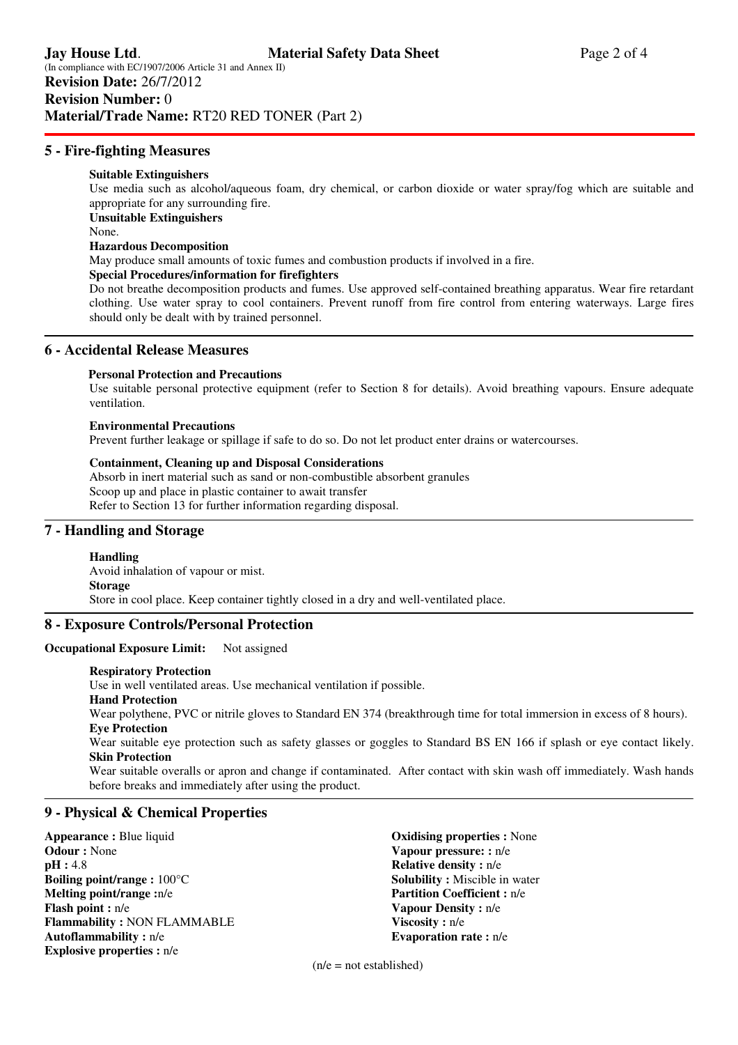**Jay House Ltd.** **Material Safety Data Sheet**
(In compliance with EC/1907/2006 Article 31 and Annex II)
**Revision Date:** 26/7/2012
**Revision Number:** 0
**Material/Trade Name:** RT20 RED TONER (Part 2)

## 5 - Fire-fighting Measures

**Suitable Extinguishers**
Use media such as alcohol/aqueous foam, dry chemical, or carbon dioxide or water spray/fog which are suitable and appropriate for any surrounding fire.
**Unsuitable Extinguishers**
None.
**Hazardous Decomposition**
May produce small amounts of toxic fumes and combustion products if involved in a fire.
**Special Procedures/information for firefighters**
Do not breathe decomposition products and fumes. Use approved self-contained breathing apparatus. Wear fire retardant clothing. Use water spray to cool containers. Prevent runoff from fire control from entering waterways. Large fires should only be dealt with by trained personnel.

## 6 - Accidental Release Measures

**Personal Protection and Precautions**
Use suitable personal protective equipment (refer to Section 8 for details). Avoid breathing vapours. Ensure adequate ventilation.

**Environmental Precautions**
Prevent further leakage or spillage if safe to do so. Do not let product enter drains or watercourses.

**Containment, Cleaning up and Disposal Considerations**
Absorb in inert material such as sand or non-combustible absorbent granules
Scoop up and place in plastic container to await transfer
Refer to Section 13 for further information regarding disposal.

## 7 - Handling and Storage

**Handling**
Avoid inhalation of vapour or mist.
**Storage**
Store in cool place. Keep container tightly closed in a dry and well-ventilated place.

## 8 - Exposure Controls/Personal Protection

**Occupational Exposure Limit:** Not assigned

**Respiratory Protection**
Use in well ventilated areas. Use mechanical ventilation if possible.
**Hand Protection**
Wear polythene, PVC or nitrile gloves to Standard EN 374 (breakthrough time for total immersion in excess of 8 hours).
**Eye Protection**
Wear suitable eye protection such as safety glasses or goggles to Standard BS EN 166 if splash or eye contact likely.
**Skin Protection**
Wear suitable overalls or apron and change if contaminated. After contact with skin wash off immediately. Wash hands before breaks and immediately after using the product.

## 9 - Physical & Chemical Properties

**Appearance :** Blue liquid
**Odour :** None
**pH :** 4.8
**Boiling point/range :** 100°C
**Melting point/range :**n/e
**Flash point :** n/e
**Flammability :** NON FLAMMABLE
**Autoflammability :** n/e
**Explosive properties :** n/e

**Oxidising properties :** None
**Vapour pressure: :** n/e
**Relative density :** n/e
**Solubility :** Miscible in water
**Partition Coefficient :** n/e
**Vapour Density :** n/e
**Viscosity :** n/e
**Evaporation rate :** n/e

(n/e = not established)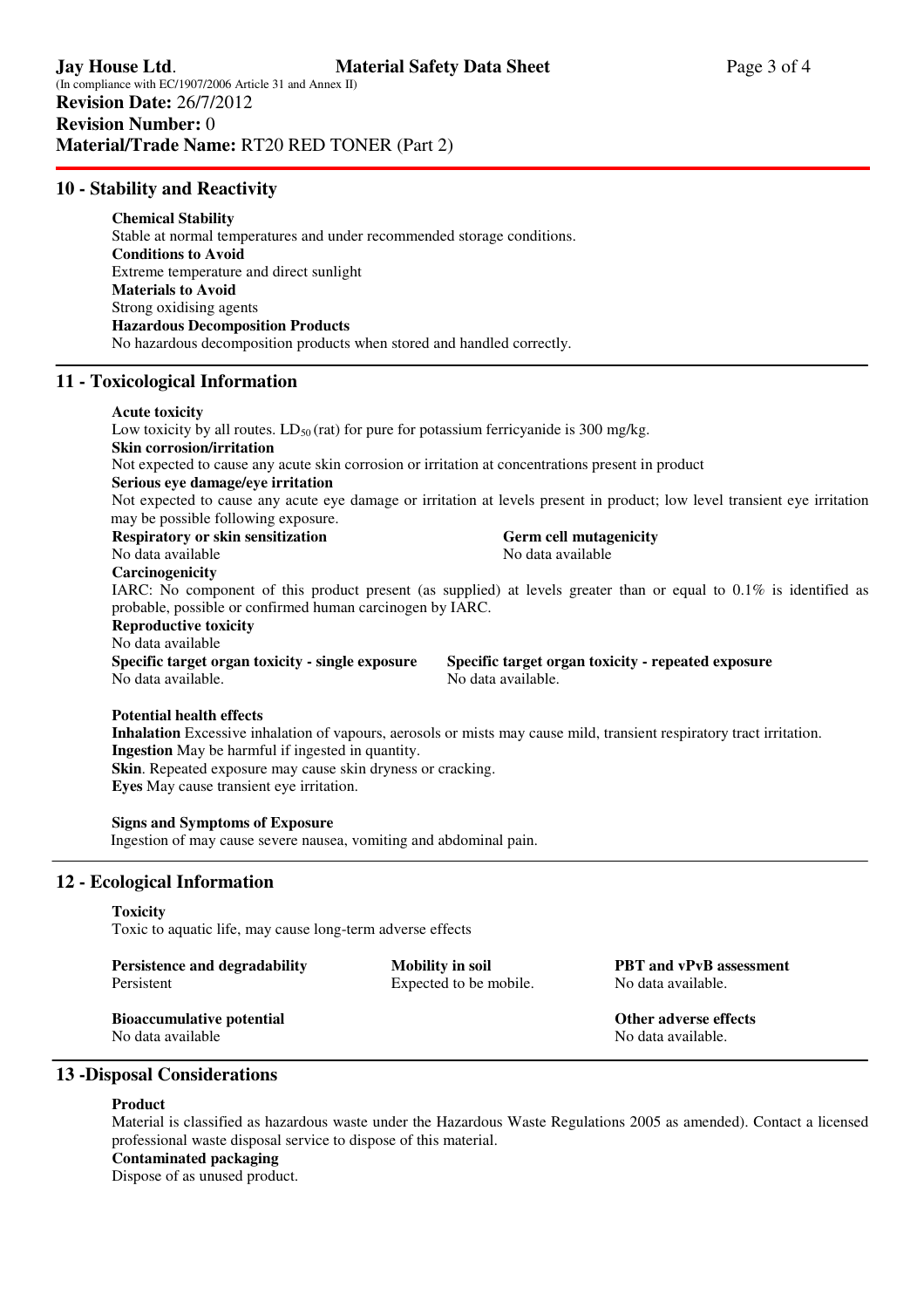## 10 - Stability and Reactivity

**Chemical Stability**
Stable at normal temperatures and under recommended storage conditions.
**Conditions to Avoid**
Extreme temperature and direct sunlight
**Materials to Avoid**
Strong oxidising agents
**Hazardous Decomposition Products**
No hazardous decomposition products when stored and handled correctly.

## 11 - Toxicological Information

**Acute toxicity**
Low toxicity by all routes. $LD_{50}$ (rat) for pure for potassium ferricyanide is 300 mg/kg.
**Skin corrosion/irritation**
Not expected to cause any acute skin corrosion or irritation at concentrations present in product
**Serious eye damage/eye irritation**
Not expected to cause any acute eye damage or irritation at levels present in product; low level transient eye irritation may be possible following exposure.
**Respiratory or skin sensitization**
No data available
**Germ cell mutagenicity**
No data available
**Carcinogenicity**
IARC: No component of this product present (as supplied) at levels greater than or equal to 0.1% is identified as probable, possible or confirmed human carcinogen by IARC.
**Reproductive toxicity**
No data available
**Specific target organ toxicity - single exposure**
No data available.
**Specific target organ toxicity - repeated exposure**
No data available.

**Potential health effects**
**Inhalation** Excessive inhalation of vapours, aerosols or mists may cause mild, transient respiratory tract irritation.
**Ingestion** May be harmful if ingested in quantity.
**Skin**. Repeated exposure may cause skin dryness or cracking.
**Eyes** May cause transient eye irritation.

**Signs and Symptoms of Exposure**
Ingestion of may cause severe nausea, vomiting and abdominal pain.

## 12 - Ecological Information

**Toxicity**
Toxic to aquatic life, may cause long-term adverse effects

**Persistence and degradability**
Persistent

**Mobility in soil**
Expected to be mobile.

**PBT and vPvB assessment**
No data available.

**Bioaccumulative potential**
No data available

**Other adverse effects**
No data available.

## 13 -Disposal Considerations

**Product**
Material is classified as hazardous waste under the Hazardous Waste Regulations 2005 as amended). Contact a licensed professional waste disposal service to dispose of this material.
**Contaminated packaging**
Dispose of as unused product.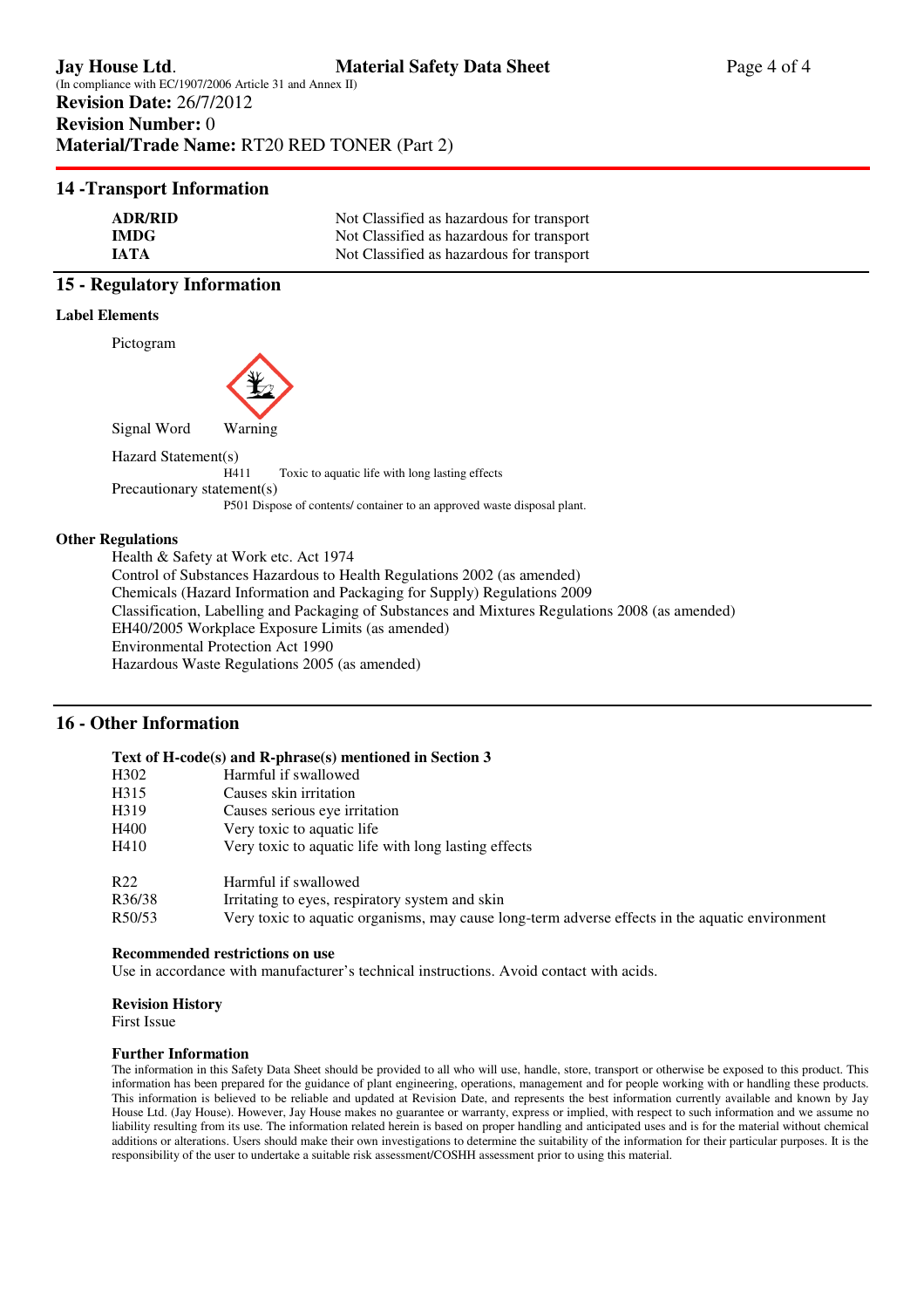## 14 - Transport Information

| | |
|---|---|
| **ADR/RID** | Not Classified as hazardous for transport |
| **IMDG** | Not Classified as hazardous for transport |
| **IATA** | Not Classified as hazardous for transport |

## 15 - Regulatory Information

### Label Elements

Pictogram

Signal Word Warning

Hazard Statement(s)

H411 Toxic to aquatic life with long lasting effects

Precautionary statement(s)

P501 Dispose of contents/ container to an approved waste disposal plant.

### Other Regulations

Health & Safety at Work etc. Act 1974
Control of Substances Hazardous to Health Regulations 2002 (as amended)
Chemicals (Hazard Information and Packaging for Supply) Regulations 2009
Classification, Labelling and Packaging of Substances and Mixtures Regulations 2008 (as amended)
EH40/2005 Workplace Exposure Limits (as amended)
Environmental Protection Act 1990
Hazardous Waste Regulations 2005 (as amended)

## 16 - Other Information

**Text of H-code(s) and R-phrase(s) mentioned in Section 3**

| | |
|---|---|
| H302 | Harmful if swallowed |
| H315 | Causes skin irritation |
| H319 | Causes serious eye irritation |
| H400 | Very toxic to aquatic life |
| H410 | Very toxic to aquatic life with long lasting effects |
| R22 | Harmful if swallowed |
| R36/38 | Irritating to eyes, respiratory system and skin |
| R50/53 | Very toxic to aquatic organisms, may cause long-term adverse effects in the aquatic environment |

**Recommended restrictions on use**

Use in accordance with manufacturer's technical instructions. Avoid contact with acids.

**Revision History**

First Issue

**Further Information**

The information in this Safety Data Sheet should be provided to all who will use, handle, store, transport or otherwise be exposed to this product. This information has been prepared for the guidance of plant engineering, operations, management and for people working with or handling these products. This information is believed to be reliable and updated at Revision Date, and represents the best information currently available and known by Jay House Ltd. (Jay House). However, Jay House makes no guarantee or warranty, express or implied, with respect to such information and we assume no liability resulting from its use. The information related herein is based on proper handling and anticipated uses and is for the material without chemical additions or alterations. Users should make their own investigations to determine the suitability of the information for their particular purposes. It is the responsibility of the user to undertake a suitable risk assessment/COSHH assessment prior to using this material.